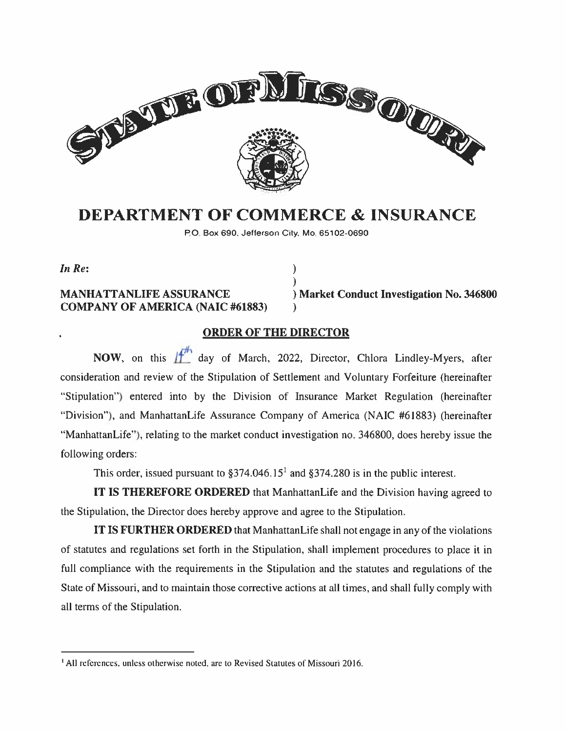# STATE OF MISSOURI

# DEPARTMENT OF COMMERCE & INSURANCE

P.O. Box 690, Jefferson City, Mo. 65102-0690

*In Re*:

**MANHATTANLIFE ASSURANCE COMPANY OF AMERICA (NAIC #61883)** ) **Market Conduct Investigation No. 346800**

## ORDER OF THE DIRECTOR

**NOW**, on this 14th day of March, 2022, Director, Chlora Lindley-Myers, after consideration and review of the Stipulation of Settlement and Voluntary Forfeiture (hereinafter "Stipulation") entered into by the Division of Insurance Market Regulation (hereinafter "Division"), and ManhattanLife Assurance Company of America (NAIC #61883) (hereinafter "ManhattanLife"), relating to the market conduct investigation no. 346800, does hereby issue the following orders:

This order, issued pursuant to §374.046.15[1] and §374.280 is in the public interest.

**IT IS THEREFORE ORDERED** that ManhattanLife and the Division having agreed to the Stipulation, the Director does hereby approve and agree to the Stipulation.

**IT IS FURTHER ORDERED** that ManhattanLife shall not engage in any of the violations of statutes and regulations set forth in the Stipulation, shall implement procedures to place it in full compliance with the requirements in the Stipulation and the statutes and regulations of the State of Missouri, and to maintain those corrective actions at all times, and shall fully comply with all terms of the Stipulation.

---

[1] All references, unless otherwise noted, are to Revised Statutes of Missouri 2016.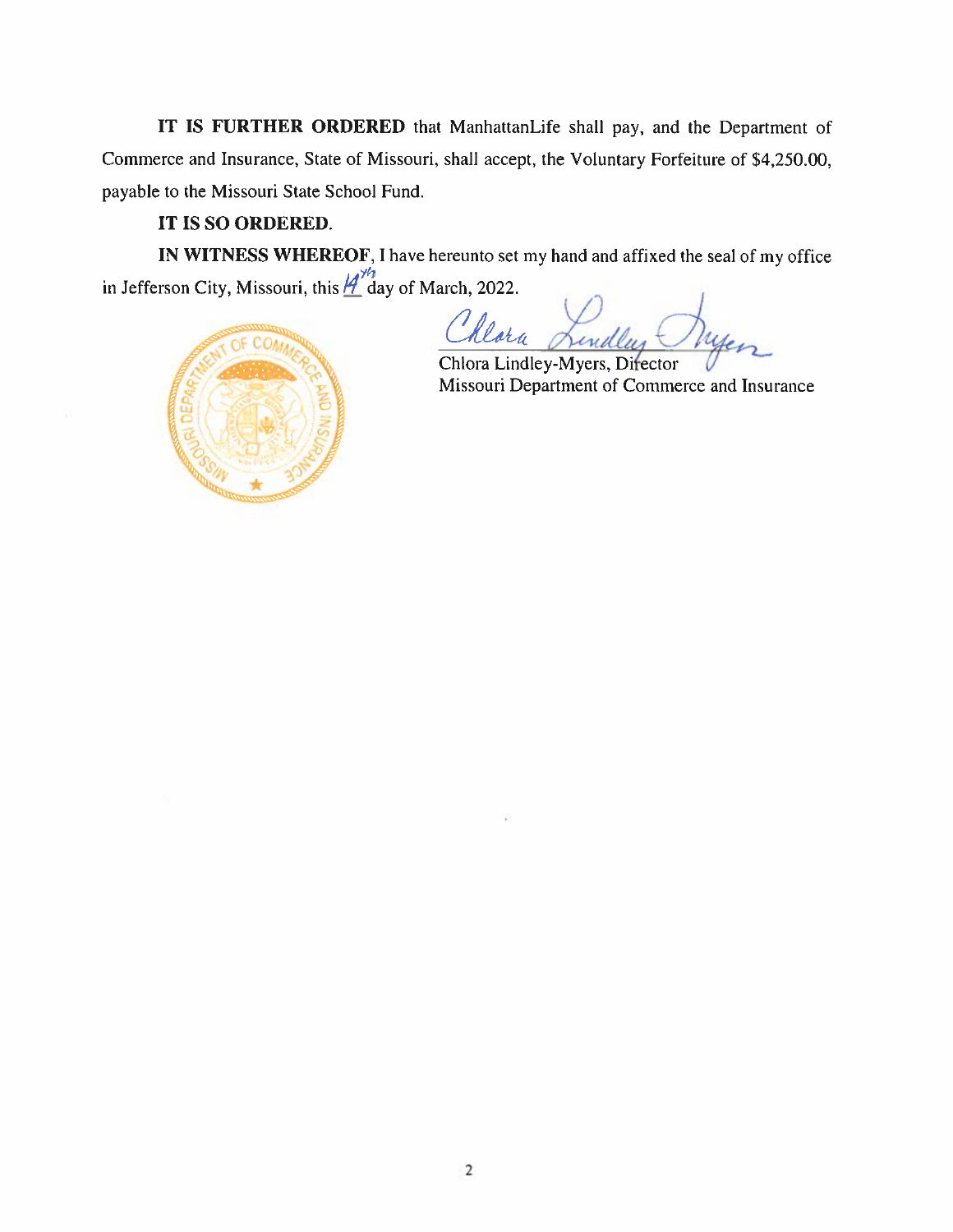**IT IS FURTHER ORDERED** that ManhattanLife shall pay, and the Department of Commerce and Insurance, State of Missouri, shall accept, the Voluntary Forfeiture of $4,250.00, payable to the Missouri State School Fund.

**IT IS SO ORDERED.**

**IN WITNESS WHEREOF**, I have hereunto set my hand and affixed the seal of my office in Jefferson City, Missouri, this 14th day of March, 2022.

Chlora Lindley-Myers, Director
Missouri Department of Commerce and Insurance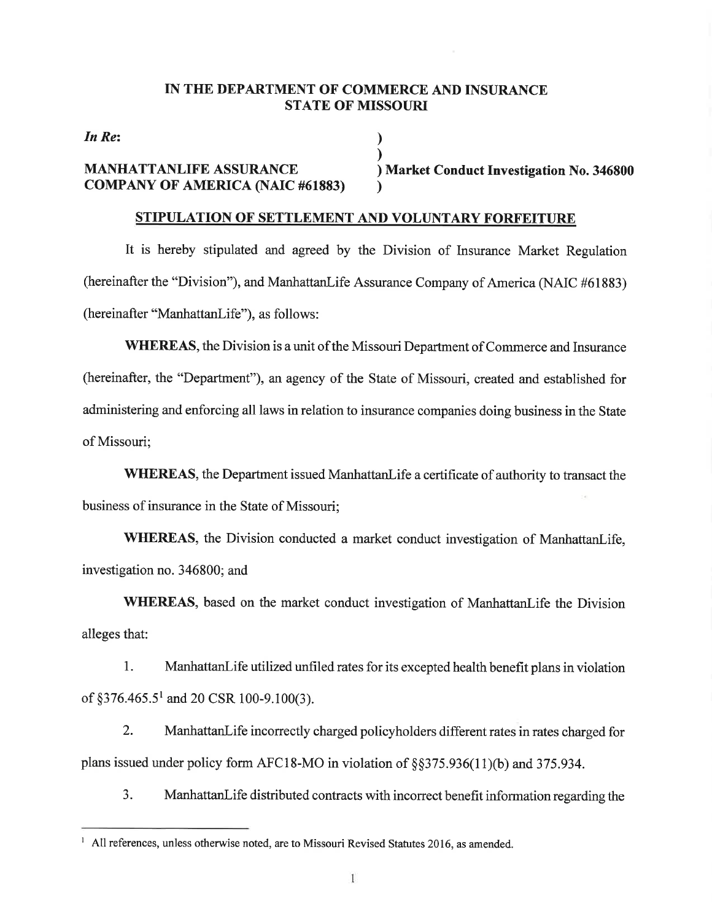**IN THE DEPARTMENT OF COMMERCE AND INSURANCE**
**STATE OF MISSOURI**

*In Re*:

**MANHATTANLIFE ASSURANCE COMPANY OF AMERICA (NAIC #61883)**

) **Market Conduct Investigation No. 346800**

## STIPULATION OF SETTLEMENT AND VOLUNTARY FORFEITURE

It is hereby stipulated and agreed by the Division of Insurance Market Regulation (hereinafter the "Division"), and ManhattanLife Assurance Company of America (NAIC #61883) (hereinafter "ManhattanLife"), as follows:

**WHEREAS**, the Division is a unit of the Missouri Department of Commerce and Insurance (hereinafter, the "Department"), an agency of the State of Missouri, created and established for administering and enforcing all laws in relation to insurance companies doing business in the State of Missouri;

**WHEREAS**, the Department issued ManhattanLife a certificate of authority to transact the business of insurance in the State of Missouri;

**WHEREAS**, the Division conducted a market conduct investigation of ManhattanLife, investigation no. 346800; and

**WHEREAS**, based on the market conduct investigation of ManhattanLife the Division alleges that:

1. ManhattanLife utilized unfiled rates for its excepted health benefit plans in violation of §376.465.5[1] and 20 CSR 100-9.100(3).

2. ManhattanLife incorrectly charged policyholders different rates in rates charged for plans issued under policy form AFC18-MO in violation of §§375.936(11)(b) and 375.934.

3. ManhattanLife distributed contracts with incorrect benefit information regarding the

[1] All references, unless otherwise noted, are to Missouri Revised Statutes 2016, as amended.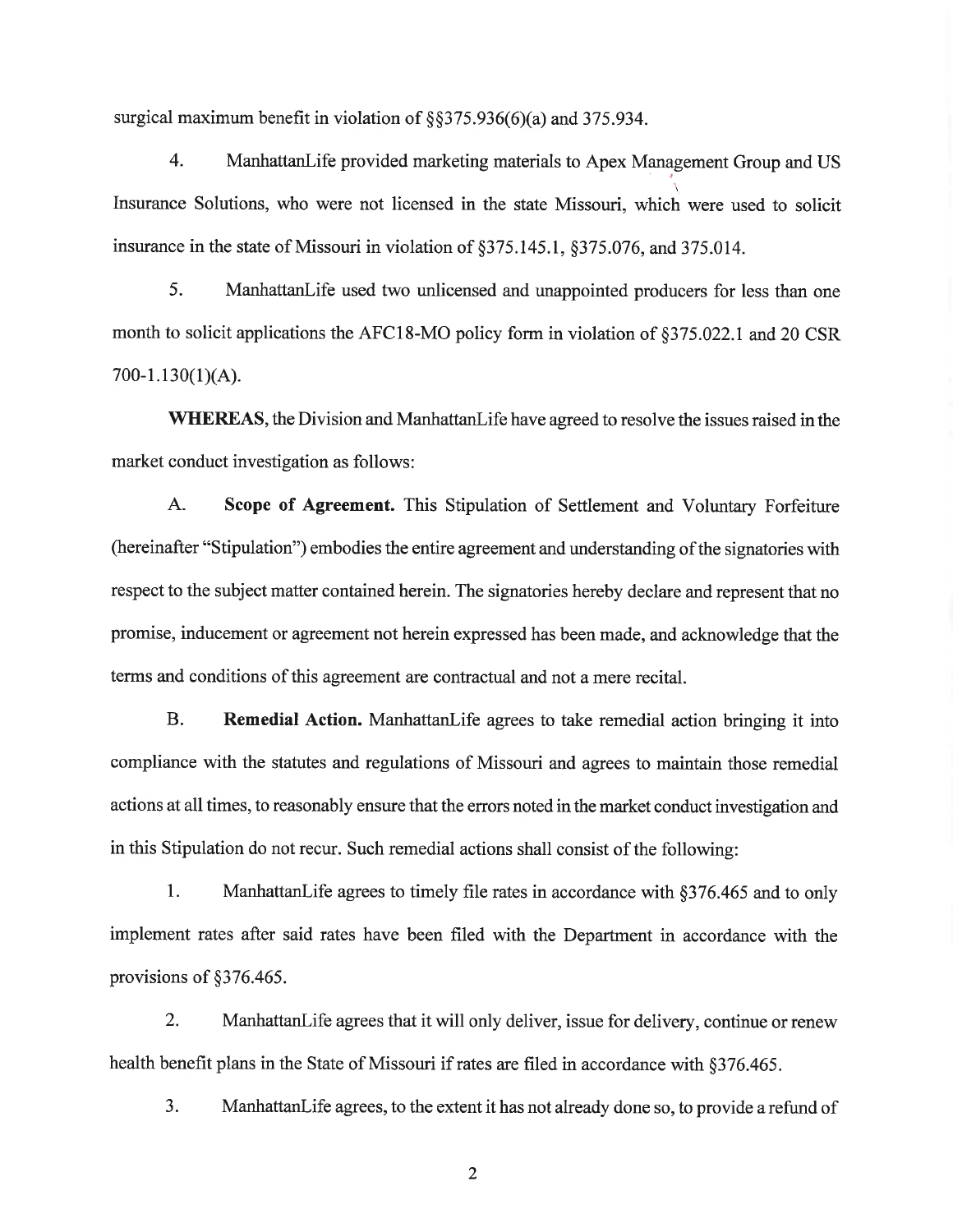surgical maximum benefit in violation of §§375.936(6)(a) and 375.934.

4. ManhattanLife provided marketing materials to Apex Management Group and US Insurance Solutions, who were not licensed in the state Missouri, which were used to solicit insurance in the state of Missouri in violation of §375.145.1, §375.076, and 375.014.

5. ManhattanLife used two unlicensed and unappointed producers for less than one month to solicit applications the AFC18-MO policy form in violation of §375.022.1 and 20 CSR 700-1.130(1)(A).

**WHEREAS**, the Division and ManhattanLife have agreed to resolve the issues raised in the market conduct investigation as follows:

A. **Scope of Agreement.** This Stipulation of Settlement and Voluntary Forfeiture (hereinafter "Stipulation") embodies the entire agreement and understanding of the signatories with respect to the subject matter contained herein. The signatories hereby declare and represent that no promise, inducement or agreement not herein expressed has been made, and acknowledge that the terms and conditions of this agreement are contractual and not a mere recital.

B. **Remedial Action.** ManhattanLife agrees to take remedial action bringing it into compliance with the statutes and regulations of Missouri and agrees to maintain those remedial actions at all times, to reasonably ensure that the errors noted in the market conduct investigation and in this Stipulation do not recur. Such remedial actions shall consist of the following:

1. ManhattanLife agrees to timely file rates in accordance with §376.465 and to only implement rates after said rates have been filed with the Department in accordance with the provisions of §376.465.

2. ManhattanLife agrees that it will only deliver, issue for delivery, continue or renew health benefit plans in the State of Missouri if rates are filed in accordance with §376.465.

3. ManhattanLife agrees, to the extent it has not already done so, to provide a refund of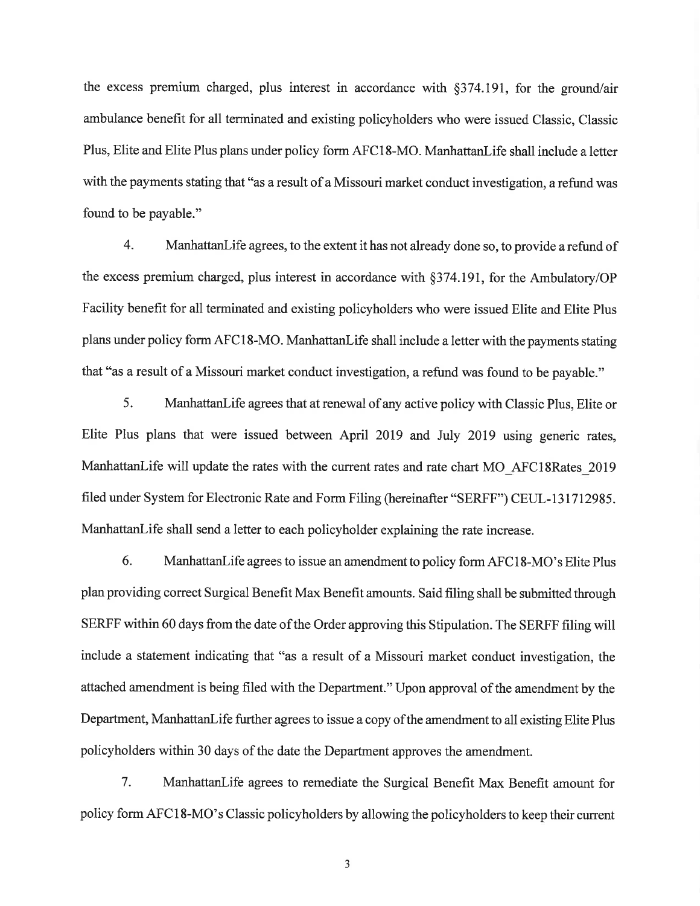the excess premium charged, plus interest in accordance with §374.191, for the ground/air ambulance benefit for all terminated and existing policyholders who were issued Classic, Classic Plus, Elite and Elite Plus plans under policy form AFC18-MO. ManhattanLife shall include a letter with the payments stating that "as a result of a Missouri market conduct investigation, a refund was found to be payable."

4. ManhattanLife agrees, to the extent it has not already done so, to provide a refund of the excess premium charged, plus interest in accordance with §374.191, for the Ambulatory/OP Facility benefit for all terminated and existing policyholders who were issued Elite and Elite Plus plans under policy form AFC18-MO. ManhattanLife shall include a letter with the payments stating that "as a result of a Missouri market conduct investigation, a refund was found to be payable."

5. ManhattanLife agrees that at renewal of any active policy with Classic Plus, Elite or Elite Plus plans that were issued between April 2019 and July 2019 using generic rates, ManhattanLife will update the rates with the current rates and rate chart MO_AFC18Rates_2019 filed under System for Electronic Rate and Form Filing (hereinafter "SERFF") CEUL-131712985. ManhattanLife shall send a letter to each policyholder explaining the rate increase.

6. ManhattanLife agrees to issue an amendment to policy form AFC18-MO's Elite Plus plan providing correct Surgical Benefit Max Benefit amounts. Said filing shall be submitted through SERFF within 60 days from the date of the Order approving this Stipulation. The SERFF filing will include a statement indicating that "as a result of a Missouri market conduct investigation, the attached amendment is being filed with the Department." Upon approval of the amendment by the Department, ManhattanLife further agrees to issue a copy of the amendment to all existing Elite Plus policyholders within 30 days of the date the Department approves the amendment.

7. ManhattanLife agrees to remediate the Surgical Benefit Max Benefit amount for policy form AFC18-MO's Classic policyholders by allowing the policyholders to keep their current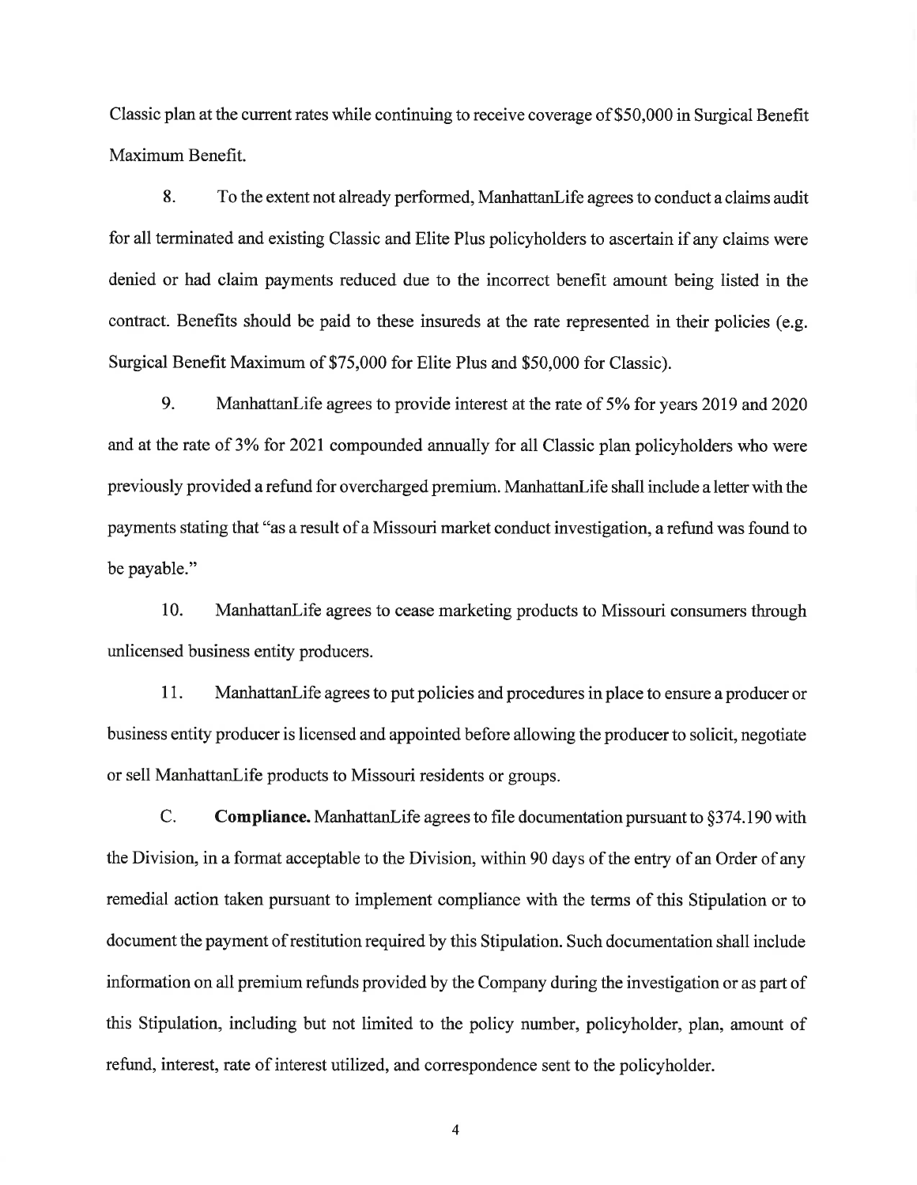Classic plan at the current rates while continuing to receive coverage of $50,000 in Surgical Benefit Maximum Benefit.

8. To the extent not already performed, ManhattanLife agrees to conduct a claims audit for all terminated and existing Classic and Elite Plus policyholders to ascertain if any claims were denied or had claim payments reduced due to the incorrect benefit amount being listed in the contract. Benefits should be paid to these insureds at the rate represented in their policies (e.g. Surgical Benefit Maximum of $75,000 for Elite Plus and $50,000 for Classic).

9. ManhattanLife agrees to provide interest at the rate of 5% for years 2019 and 2020 and at the rate of 3% for 2021 compounded annually for all Classic plan policyholders who were previously provided a refund for overcharged premium. ManhattanLife shall include a letter with the payments stating that "as a result of a Missouri market conduct investigation, a refund was found to be payable."

10. ManhattanLife agrees to cease marketing products to Missouri consumers through unlicensed business entity producers.

11. ManhattanLife agrees to put policies and procedures in place to ensure a producer or business entity producer is licensed and appointed before allowing the producer to solicit, negotiate or sell ManhattanLife products to Missouri residents or groups.

C. **Compliance.** ManhattanLife agrees to file documentation pursuant to §374.190 with the Division, in a format acceptable to the Division, within 90 days of the entry of an Order of any remedial action taken pursuant to implement compliance with the terms of this Stipulation or to document the payment of restitution required by this Stipulation. Such documentation shall include information on all premium refunds provided by the Company during the investigation or as part of this Stipulation, including but not limited to the policy number, policyholder, plan, amount of refund, interest, rate of interest utilized, and correspondence sent to the policyholder.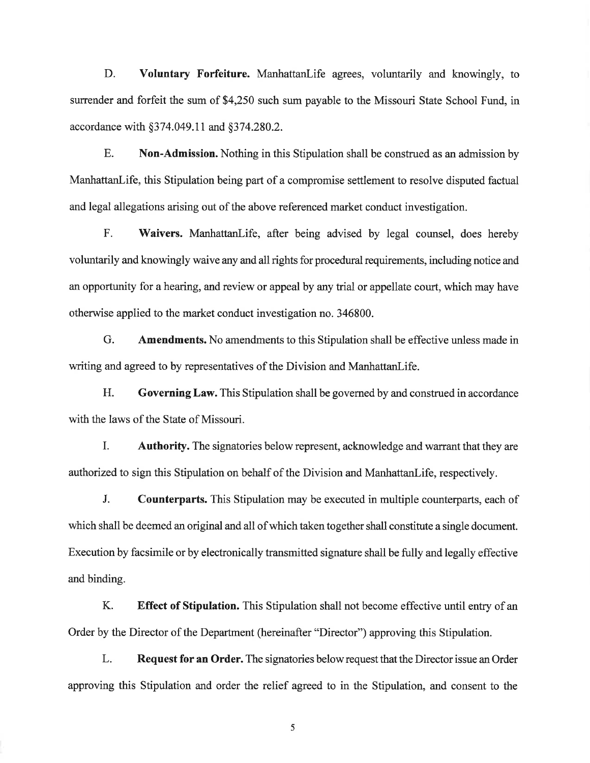D. **Voluntary Forfeiture.** ManhattanLife agrees, voluntarily and knowingly, to surrender and forfeit the sum of $4,250 such sum payable to the Missouri State School Fund, in accordance with §374.049.11 and §374.280.2.

E. **Non-Admission.** Nothing in this Stipulation shall be construed as an admission by ManhattanLife, this Stipulation being part of a compromise settlement to resolve disputed factual and legal allegations arising out of the above referenced market conduct investigation.

F. **Waivers.** ManhattanLife, after being advised by legal counsel, does hereby voluntarily and knowingly waive any and all rights for procedural requirements, including notice and an opportunity for a hearing, and review or appeal by any trial or appellate court, which may have otherwise applied to the market conduct investigation no. 346800.

G. **Amendments.** No amendments to this Stipulation shall be effective unless made in writing and agreed to by representatives of the Division and ManhattanLife.

H. **Governing Law.** This Stipulation shall be governed by and construed in accordance with the laws of the State of Missouri.

I. **Authority.** The signatories below represent, acknowledge and warrant that they are authorized to sign this Stipulation on behalf of the Division and ManhattanLife, respectively.

J. **Counterparts.** This Stipulation may be executed in multiple counterparts, each of which shall be deemed an original and all of which taken together shall constitute a single document. Execution by facsimile or by electronically transmitted signature shall be fully and legally effective and binding.

K. **Effect of Stipulation.** This Stipulation shall not become effective until entry of an Order by the Director of the Department (hereinafter "Director") approving this Stipulation.

L. **Request for an Order.** The signatories below request that the Director issue an Order approving this Stipulation and order the relief agreed to in the Stipulation, and consent to the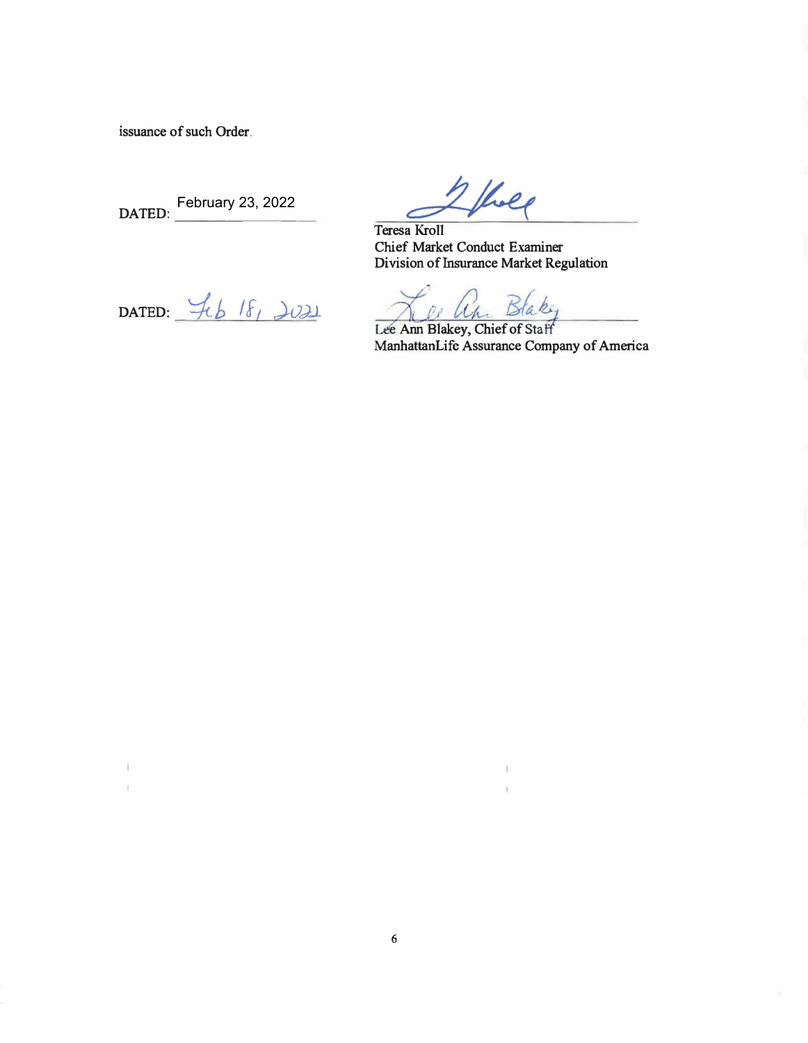issuance of such Order.

DATED: February 23, 2022

Teresa Kroll
Chief Market Conduct Examiner
Division of Insurance Market Regulation

DATED: Feb 18, 2022

Lee Ann Blakey, Chief of Staff
ManhattanLife Assurance Company of America